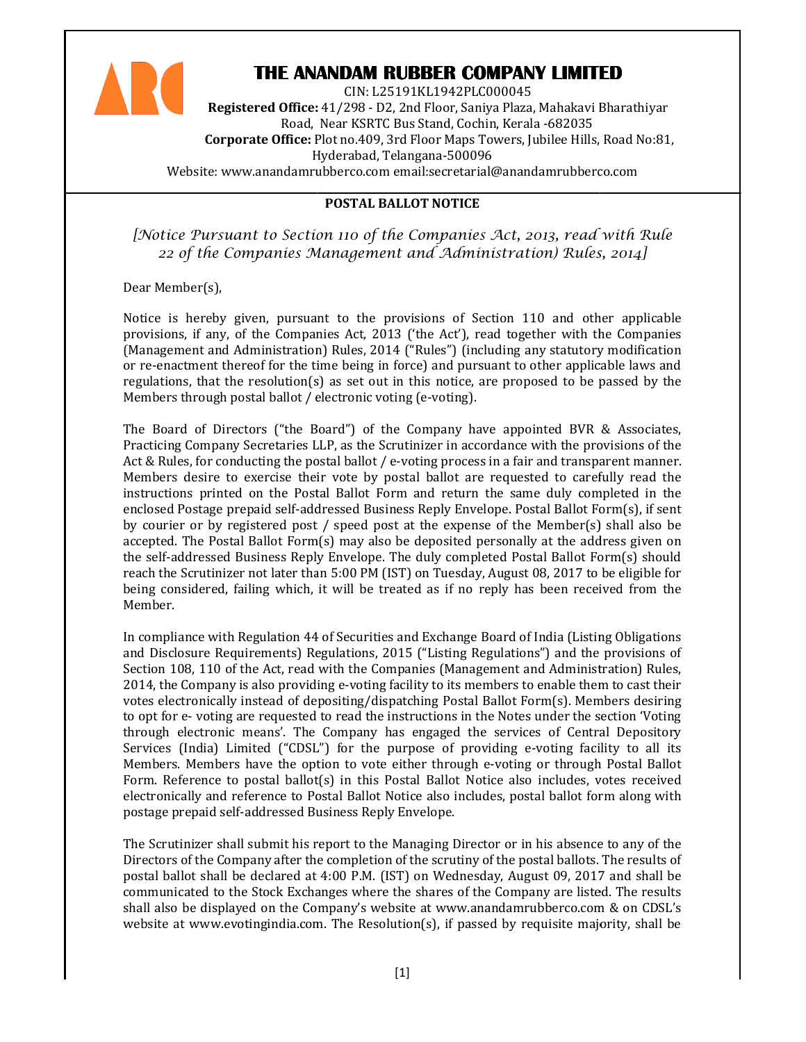# THE ANANDAM RUBBER COMPANY LIMITED

CIN: L25191KL1942PLC000045
**Registered Office:** 41/298 - D2, 2nd Floor, Saniya Plaza, Mahakavi Bharathiyar Road, Near KSRTC Bus Stand, Cochin, Kerala -682035
**Corporate Office:** Plot no.409, 3rd Floor Maps Towers, Jubilee Hills, Road No:81, Hyderabad, Telangana-500096
Website: www.anandamrubberco.com email:secretarial@anandamrubberco.com

## POSTAL BALLOT NOTICE

*[Notice Pursuant to Section 110 of the Companies Act, 2013, read with Rule 22 of the Companies Management and Administration) Rules, 2014]*

Dear Member(s),

Notice is hereby given, pursuant to the provisions of Section 110 and other applicable provisions, if any, of the Companies Act, 2013 ('the Act'), read together with the Companies (Management and Administration) Rules, 2014 ("Rules") (including any statutory modification or re-enactment thereof for the time being in force) and pursuant to other applicable laws and regulations, that the resolution(s) as set out in this notice, are proposed to be passed by the Members through postal ballot / electronic voting (e-voting).

The Board of Directors ("the Board") of the Company have appointed BVR & Associates, Practicing Company Secretaries LLP, as the Scrutinizer in accordance with the provisions of the Act & Rules, for conducting the postal ballot / e-voting process in a fair and transparent manner. Members desire to exercise their vote by postal ballot are requested to carefully read the instructions printed on the Postal Ballot Form and return the same duly completed in the enclosed Postage prepaid self-addressed Business Reply Envelope. Postal Ballot Form(s), if sent by courier or by registered post / speed post at the expense of the Member(s) shall also be accepted. The Postal Ballot Form(s) may also be deposited personally at the address given on the self-addressed Business Reply Envelope. The duly completed Postal Ballot Form(s) should reach the Scrutinizer not later than 5:00 PM (IST) on Tuesday, August 08, 2017 to be eligible for being considered, failing which, it will be treated as if no reply has been received from the Member.

In compliance with Regulation 44 of Securities and Exchange Board of India (Listing Obligations and Disclosure Requirements) Regulations, 2015 ("Listing Regulations") and the provisions of Section 108, 110 of the Act, read with the Companies (Management and Administration) Rules, 2014, the Company is also providing e-voting facility to its members to enable them to cast their votes electronically instead of depositing/dispatching Postal Ballot Form(s). Members desiring to opt for e- voting are requested to read the instructions in the Notes under the section 'Voting through electronic means'. The Company has engaged the services of Central Depository Services (India) Limited ("CDSL") for the purpose of providing e-voting facility to all its Members. Members have the option to vote either through e-voting or through Postal Ballot Form. Reference to postal ballot(s) in this Postal Ballot Notice also includes, votes received electronically and reference to Postal Ballot Notice also includes, postal ballot form along with postage prepaid self-addressed Business Reply Envelope.

The Scrutinizer shall submit his report to the Managing Director or in his absence to any of the Directors of the Company after the completion of the scrutiny of the postal ballots. The results of postal ballot shall be declared at 4:00 P.M. (IST) on Wednesday, August 09, 2017 and shall be communicated to the Stock Exchanges where the shares of the Company are listed. The results shall also be displayed on the Company's website at www.anandamrubberco.com & on CDSL's website at www.evotingindia.com. The Resolution(s), if passed by requisite majority, shall be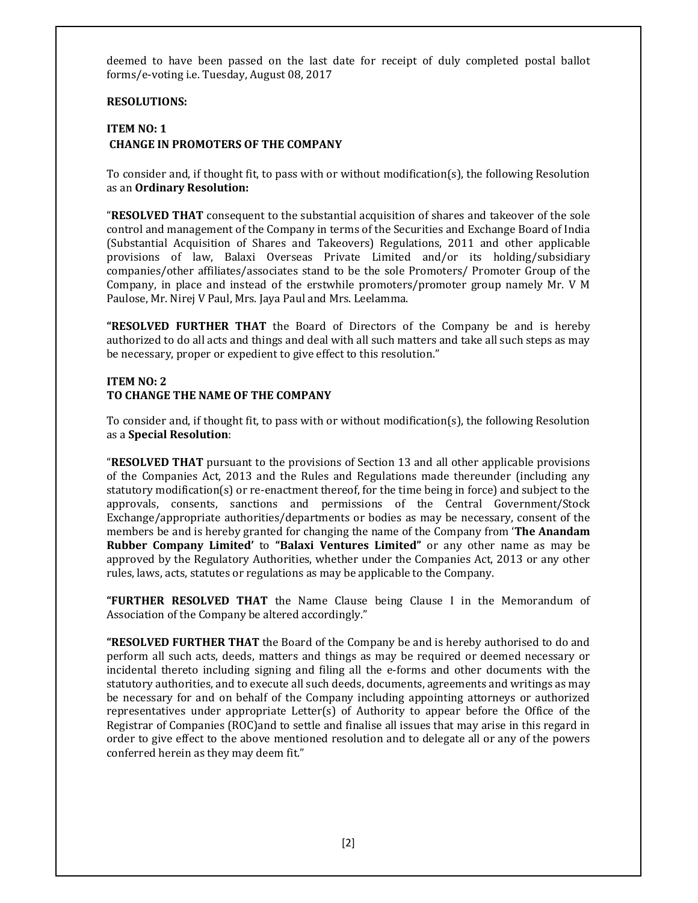deemed to have been passed on the last date for receipt of duly completed postal ballot forms/e-voting i.e. Tuesday, August 08, 2017

**RESOLUTIONS:**

**ITEM NO: 1**
**CHANGE IN PROMOTERS OF THE COMPANY**

To consider and, if thought fit, to pass with or without modification(s), the following Resolution as an **Ordinary Resolution:**

"**RESOLVED THAT** consequent to the substantial acquisition of shares and takeover of the sole control and management of the Company in terms of the Securities and Exchange Board of India (Substantial Acquisition of Shares and Takeovers) Regulations, 2011 and other applicable provisions of law, Balaxi Overseas Private Limited and/or its holding/subsidiary companies/other affiliates/associates stand to be the sole Promoters/ Promoter Group of the Company, in place and instead of the erstwhile promoters/promoter group namely Mr. V M Paulose, Mr. Nirej V Paul, Mrs. Jaya Paul and Mrs. Leelamma.

**"RESOLVED FURTHER THAT** the Board of Directors of the Company be and is hereby authorized to do all acts and things and deal with all such matters and take all such steps as may be necessary, proper or expedient to give effect to this resolution."

**ITEM NO: 2**
**TO CHANGE THE NAME OF THE COMPANY**

To consider and, if thought fit, to pass with or without modification(s), the following Resolution as a **Special Resolution**:

"**RESOLVED THAT** pursuant to the provisions of Section 13 and all other applicable provisions of the Companies Act, 2013 and the Rules and Regulations made thereunder (including any statutory modification(s) or re-enactment thereof, for the time being in force) and subject to the approvals, consents, sanctions and permissions of the Central Government/Stock Exchange/appropriate authorities/departments or bodies as may be necessary, consent of the members be and is hereby granted for changing the name of the Company from '**The Anandam Rubber Company Limited**' to **"Balaxi Ventures Limited"** or any other name as may be approved by the Regulatory Authorities, whether under the Companies Act, 2013 or any other rules, laws, acts, statutes or regulations as may be applicable to the Company.

**"FURTHER RESOLVED THAT** the Name Clause being Clause I in the Memorandum of Association of the Company be altered accordingly."

**"RESOLVED FURTHER THAT** the Board of the Company be and is hereby authorised to do and perform all such acts, deeds, matters and things as may be required or deemed necessary or incidental thereto including signing and filing all the e-forms and other documents with the statutory authorities, and to execute all such deeds, documents, agreements and writings as may be necessary for and on behalf of the Company including appointing attorneys or authorized representatives under appropriate Letter(s) of Authority to appear before the Office of the Registrar of Companies (ROC)and to settle and finalise all issues that may arise in this regard in order to give effect to the above mentioned resolution and to delegate all or any of the powers conferred herein as they may deem fit."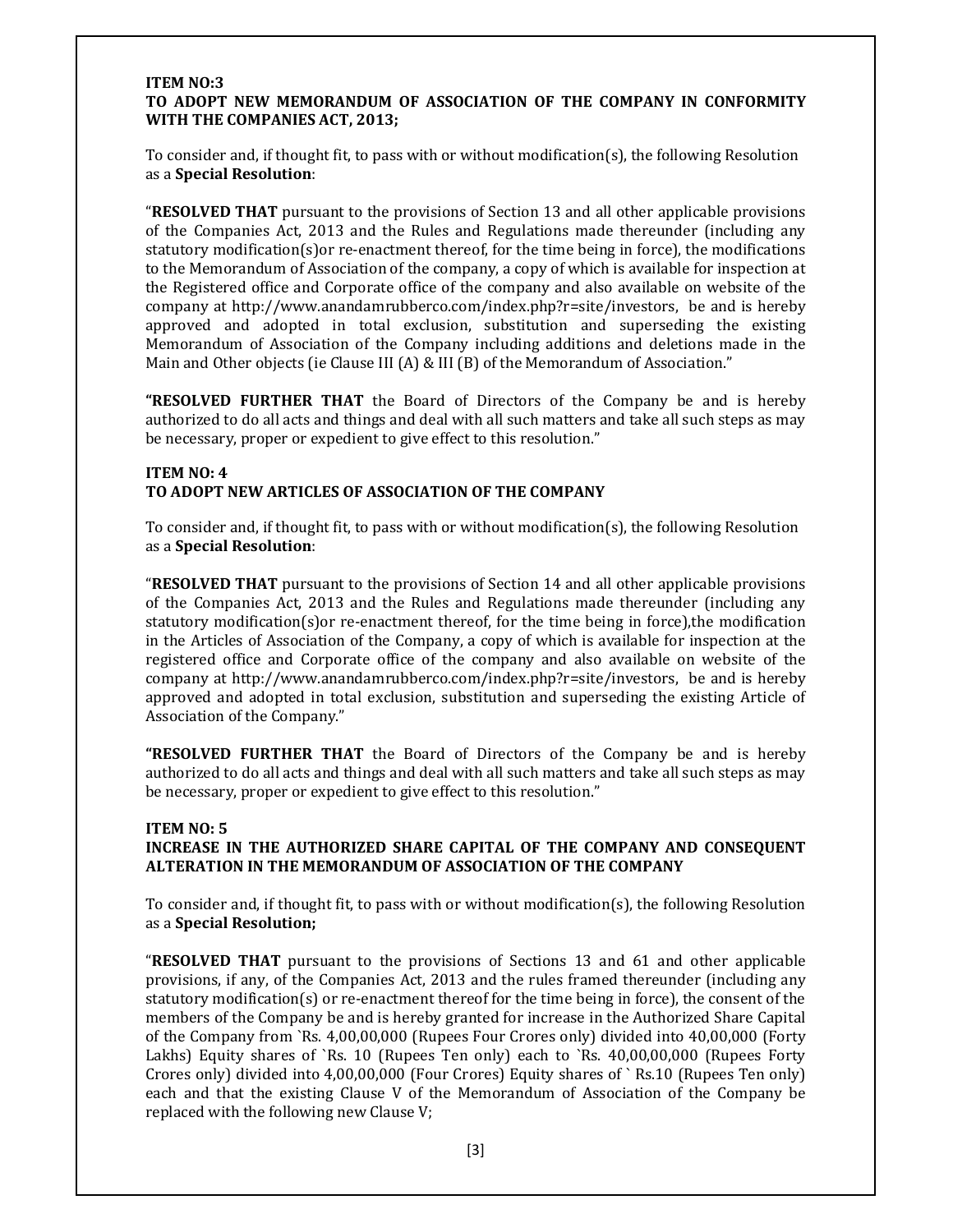**ITEM NO:3**
**TO ADOPT NEW MEMORANDUM OF ASSOCIATION OF THE COMPANY IN CONFORMITY WITH THE COMPANIES ACT, 2013;**

To consider and, if thought fit, to pass with or without modification(s), the following Resolution as a **Special Resolution**:

"**RESOLVED THAT** pursuant to the provisions of Section 13 and all other applicable provisions of the Companies Act, 2013 and the Rules and Regulations made thereunder (including any statutory modification(s)or re-enactment thereof, for the time being in force), the modifications to the Memorandum of Association of the company, a copy of which is available for inspection at the Registered office and Corporate office of the company and also available on website of the company at http://www.anandamrubberco.com/index.php?r=site/investors, be and is hereby approved and adopted in total exclusion, substitution and superseding the existing Memorandum of Association of the Company including additions and deletions made in the Main and Other objects (ie Clause III (A) & III (B) of the Memorandum of Association."

**"RESOLVED FURTHER THAT** the Board of Directors of the Company be and is hereby authorized to do all acts and things and deal with all such matters and take all such steps as may be necessary, proper or expedient to give effect to this resolution."

**ITEM NO: 4**
**TO ADOPT NEW ARTICLES OF ASSOCIATION OF THE COMPANY**

To consider and, if thought fit, to pass with or without modification(s), the following Resolution as a **Special Resolution**:

"**RESOLVED THAT** pursuant to the provisions of Section 14 and all other applicable provisions of the Companies Act, 2013 and the Rules and Regulations made thereunder (including any statutory modification(s)or re-enactment thereof, for the time being in force),the modification in the Articles of Association of the Company, a copy of which is available for inspection at the registered office and Corporate office of the company and also available on website of the company at http://www.anandamrubberco.com/index.php?r=site/investors, be and is hereby approved and adopted in total exclusion, substitution and superseding the existing Article of Association of the Company."

**"RESOLVED FURTHER THAT** the Board of Directors of the Company be and is hereby authorized to do all acts and things and deal with all such matters and take all such steps as may be necessary, proper or expedient to give effect to this resolution."

**ITEM NO: 5**
**INCREASE IN THE AUTHORIZED SHARE CAPITAL OF THE COMPANY AND CONSEQUENT ALTERATION IN THE MEMORANDUM OF ASSOCIATION OF THE COMPANY**

To consider and, if thought fit, to pass with or without modification(s), the following Resolution as a **Special Resolution;**

"**RESOLVED THAT** pursuant to the provisions of Sections 13 and 61 and other applicable provisions, if any, of the Companies Act, 2013 and the rules framed thereunder (including any statutory modification(s) or re-enactment thereof for the time being in force), the consent of the members of the Company be and is hereby granted for increase in the Authorized Share Capital of the Company from `Rs. 4,00,00,000 (Rupees Four Crores only) divided into 40,00,000 (Forty Lakhs) Equity shares of `Rs. 10 (Rupees Ten only) each to `Rs. 40,00,00,000 (Rupees Forty Crores only) divided into 4,00,00,000 (Four Crores) Equity shares of ` Rs.10 (Rupees Ten only) each and that the existing Clause V of the Memorandum of Association of the Company be replaced with the following new Clause V;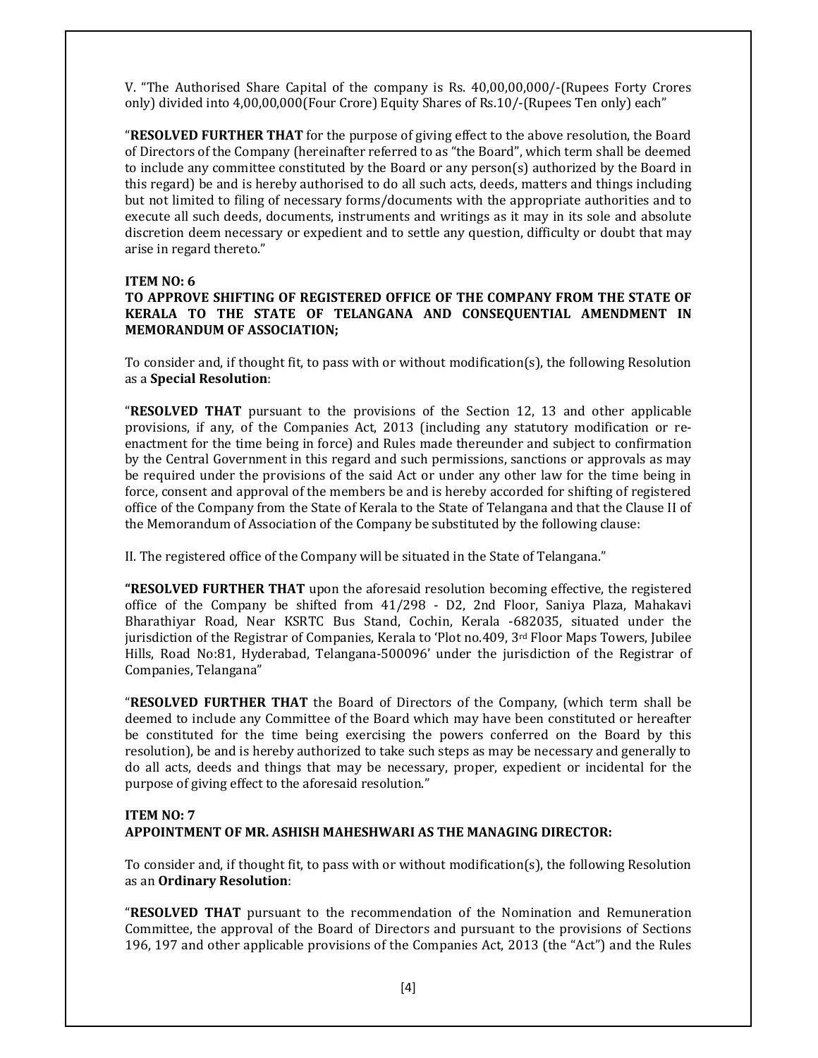V. "The Authorised Share Capital of the company is Rs. 40,00,00,000/-(Rupees Forty Crores only) divided into 4,00,00,000(Four Crore) Equity Shares of Rs.10/-(Rupees Ten only) each"

"**RESOLVED FURTHER THAT** for the purpose of giving effect to the above resolution, the Board of Directors of the Company (hereinafter referred to as "the Board", which term shall be deemed to include any committee constituted by the Board or any person(s) authorized by the Board in this regard) be and is hereby authorised to do all such acts, deeds, matters and things including but not limited to filing of necessary forms/documents with the appropriate authorities and to execute all such deeds, documents, instruments and writings as it may in its sole and absolute discretion deem necessary or expedient and to settle any question, difficulty or doubt that may arise in regard thereto."

**ITEM NO: 6**

**TO APPROVE SHIFTING OF REGISTERED OFFICE OF THE COMPANY FROM THE STATE OF KERALA TO THE STATE OF TELANGANA AND CONSEQUENTIAL AMENDMENT IN MEMORANDUM OF ASSOCIATION;**

To consider and, if thought fit, to pass with or without modification(s), the following Resolution as a **Special Resolution**:

"**RESOLVED THAT** pursuant to the provisions of the Section 12, 13 and other applicable provisions, if any, of the Companies Act, 2013 (including any statutory modification or re-enactment for the time being in force) and Rules made thereunder and subject to confirmation by the Central Government in this regard and such permissions, sanctions or approvals as may be required under the provisions of the said Act or under any other law for the time being in force, consent and approval of the members be and is hereby accorded for shifting of registered office of the Company from the State of Kerala to the State of Telangana and that the Clause II of the Memorandum of Association of the Company be substituted by the following clause:

II. The registered office of the Company will be situated in the State of Telangana."

**"RESOLVED FURTHER THAT** upon the aforesaid resolution becoming effective, the registered office of the Company be shifted from 41/298 - D2, 2nd Floor, Saniya Plaza, Mahakavi Bharathiyar Road, Near KSRTC Bus Stand, Cochin, Kerala -682035, situated under the jurisdiction of the Registrar of Companies, Kerala to 'Plot no.409, 3rd Floor Maps Towers, Jubilee Hills, Road No:81, Hyderabad, Telangana-500096' under the jurisdiction of the Registrar of Companies, Telangana"

"**RESOLVED FURTHER THAT** the Board of Directors of the Company, (which term shall be deemed to include any Committee of the Board which may have been constituted or hereafter be constituted for the time being exercising the powers conferred on the Board by this resolution), be and is hereby authorized to take such steps as may be necessary and generally to do all acts, deeds and things that may be necessary, proper, expedient or incidental for the purpose of giving effect to the aforesaid resolution."

**ITEM NO: 7**

**APPOINTMENT OF MR. ASHISH MAHESHWARI AS THE MANAGING DIRECTOR:**

To consider and, if thought fit, to pass with or without modification(s), the following Resolution as an **Ordinary Resolution**:

"**RESOLVED THAT** pursuant to the recommendation of the Nomination and Remuneration Committee, the approval of the Board of Directors and pursuant to the provisions of Sections 196, 197 and other applicable provisions of the Companies Act, 2013 (the "Act") and the Rules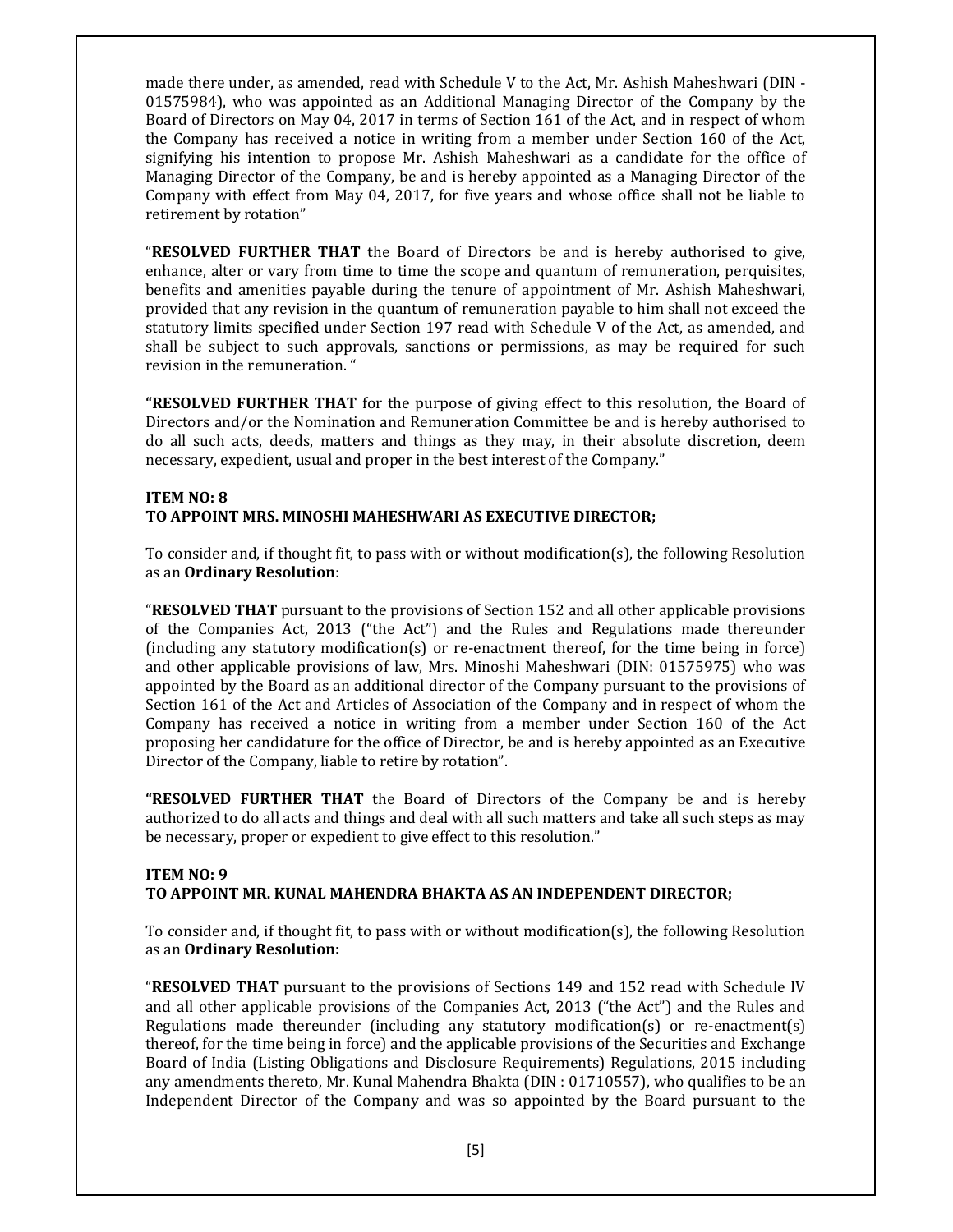made there under, as amended, read with Schedule V to the Act, Mr. Ashish Maheshwari (DIN - 01575984), who was appointed as an Additional Managing Director of the Company by the Board of Directors on May 04, 2017 in terms of Section 161 of the Act, and in respect of whom the Company has received a notice in writing from a member under Section 160 of the Act, signifying his intention to propose Mr. Ashish Maheshwari as a candidate for the office of Managing Director of the Company, be and is hereby appointed as a Managing Director of the Company with effect from May 04, 2017, for five years and whose office shall not be liable to retirement by rotation"

"**RESOLVED FURTHER THAT** the Board of Directors be and is hereby authorised to give, enhance, alter or vary from time to time the scope and quantum of remuneration, perquisites, benefits and amenities payable during the tenure of appointment of Mr. Ashish Maheshwari, provided that any revision in the quantum of remuneration payable to him shall not exceed the statutory limits specified under Section 197 read with Schedule V of the Act, as amended, and shall be subject to such approvals, sanctions or permissions, as may be required for such revision in the remuneration. "

**"RESOLVED FURTHER THAT** for the purpose of giving effect to this resolution, the Board of Directors and/or the Nomination and Remuneration Committee be and is hereby authorised to do all such acts, deeds, matters and things as they may, in their absolute discretion, deem necessary, expedient, usual and proper in the best interest of the Company."

**ITEM NO: 8**
**TO APPOINT MRS. MINOSHI MAHESHWARI AS EXECUTIVE DIRECTOR;**

To consider and, if thought fit, to pass with or without modification(s), the following Resolution as an **Ordinary Resolution**:

"**RESOLVED THAT** pursuant to the provisions of Section 152 and all other applicable provisions of the Companies Act, 2013 ("the Act") and the Rules and Regulations made thereunder (including any statutory modification(s) or re-enactment thereof, for the time being in force) and other applicable provisions of law, Mrs. Minoshi Maheshwari (DIN: 01575975) who was appointed by the Board as an additional director of the Company pursuant to the provisions of Section 161 of the Act and Articles of Association of the Company and in respect of whom the Company has received a notice in writing from a member under Section 160 of the Act proposing her candidature for the office of Director, be and is hereby appointed as an Executive Director of the Company, liable to retire by rotation".

**"RESOLVED FURTHER THAT** the Board of Directors of the Company be and is hereby authorized to do all acts and things and deal with all such matters and take all such steps as may be necessary, proper or expedient to give effect to this resolution."

**ITEM NO: 9**
**TO APPOINT MR. KUNAL MAHENDRA BHAKTA AS AN INDEPENDENT DIRECTOR;**

To consider and, if thought fit, to pass with or without modification(s), the following Resolution as an **Ordinary Resolution:**

"**RESOLVED THAT** pursuant to the provisions of Sections 149 and 152 read with Schedule IV and all other applicable provisions of the Companies Act, 2013 ("the Act") and the Rules and Regulations made thereunder (including any statutory modification(s) or re-enactment(s) thereof, for the time being in force) and the applicable provisions of the Securities and Exchange Board of India (Listing Obligations and Disclosure Requirements) Regulations, 2015 including any amendments thereto, Mr. Kunal Mahendra Bhakta (DIN : 01710557), who qualifies to be an Independent Director of the Company and was so appointed by the Board pursuant to the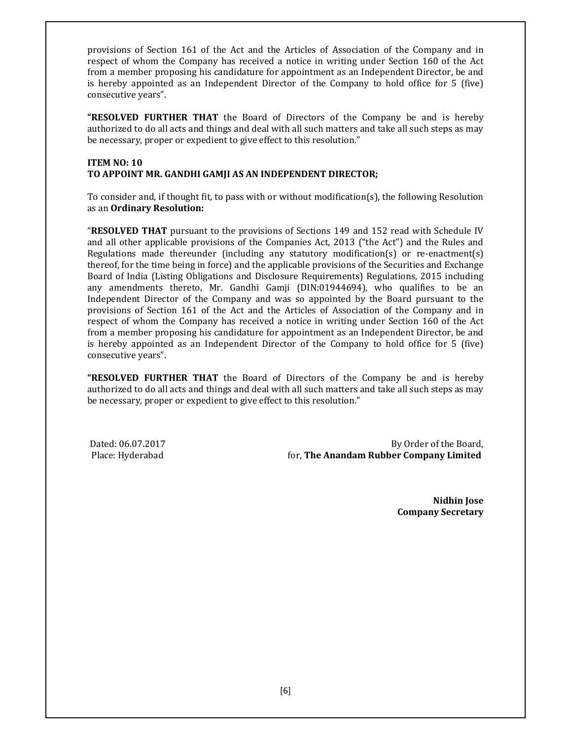provisions of Section 161 of the Act and the Articles of Association of the Company and in respect of whom the Company has received a notice in writing under Section 160 of the Act from a member proposing his candidature for appointment as an Independent Director, be and is hereby appointed as an Independent Director of the Company to hold office for 5 (five) consecutive years".

**"RESOLVED FURTHER THAT** the Board of Directors of the Company be and is hereby authorized to do all acts and things and deal with all such matters and take all such steps as may be necessary, proper or expedient to give effect to this resolution."

**ITEM NO: 10**
**TO APPOINT MR. GANDHI GAMJI AS AN INDEPENDENT DIRECTOR;**

To consider and, if thought fit, to pass with or without modification(s), the following Resolution as an **Ordinary Resolution:**

"**RESOLVED THAT** pursuant to the provisions of Sections 149 and 152 read with Schedule IV and all other applicable provisions of the Companies Act, 2013 ("the Act") and the Rules and Regulations made thereunder (including any statutory modification(s) or re-enactment(s) thereof, for the time being in force) and the applicable provisions of the Securities and Exchange Board of India (Listing Obligations and Disclosure Requirements) Regulations, 2015 including any amendments thereto, Mr. Gandhi Gamji (DIN:01944694), who qualifies to be an Independent Director of the Company and was so appointed by the Board pursuant to the provisions of Section 161 of the Act and the Articles of Association of the Company and in respect of whom the Company has received a notice in writing under Section 160 of the Act from a member proposing his candidature for appointment as an Independent Director, be and is hereby appointed as an Independent Director of the Company to hold office for 5 (five) consecutive years".

**"RESOLVED FURTHER THAT** the Board of Directors of the Company be and is hereby authorized to do all acts and things and deal with all such matters and take all such steps as may be necessary, proper or expedient to give effect to this resolution."

Dated: 06.07.2017
Place: Hyderabad

By Order of the Board,
for, **The Anandam Rubber Company Limited**

**Nidhin Jose**
**Company Secretary**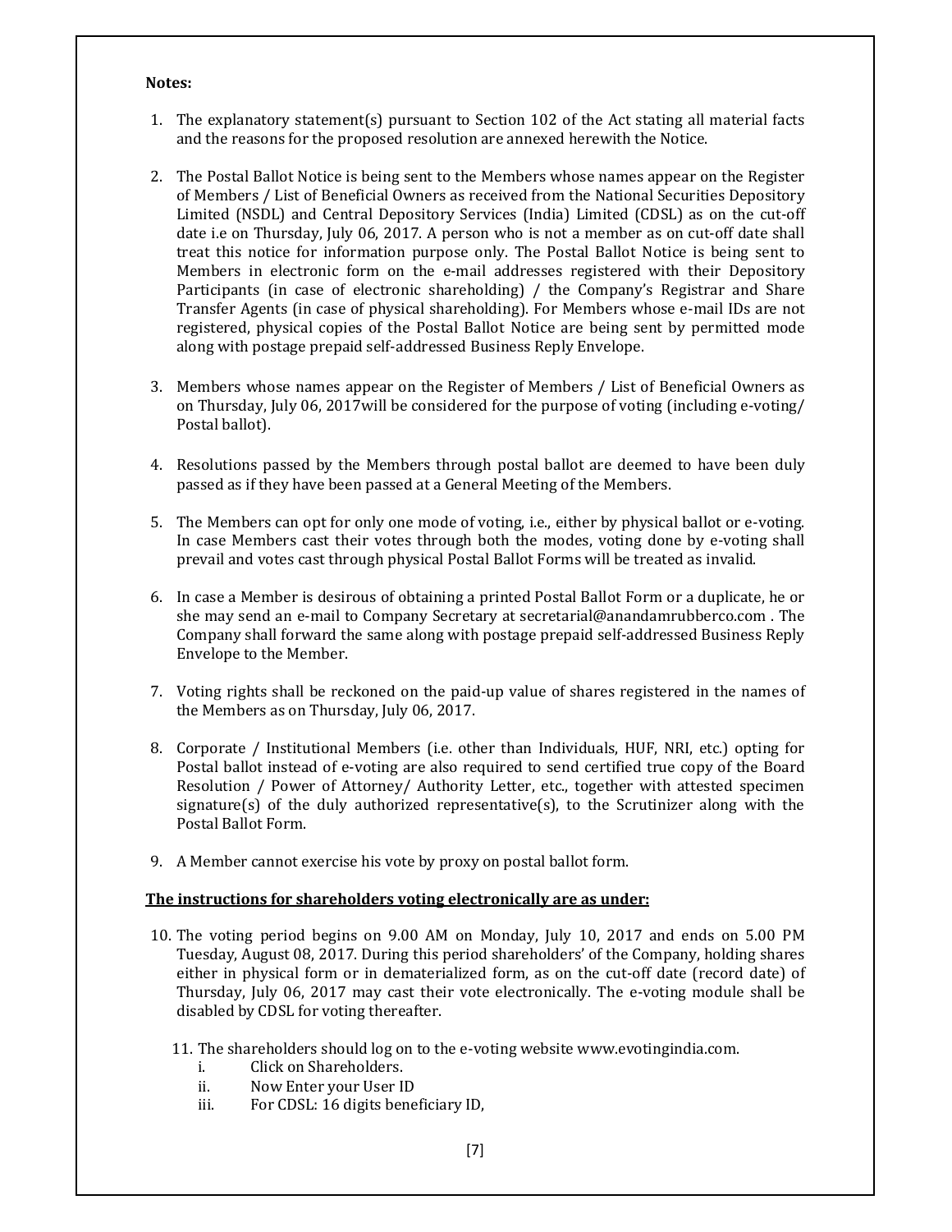**Notes:**

1. The explanatory statement(s) pursuant to Section 102 of the Act stating all material facts and the reasons for the proposed resolution are annexed herewith the Notice.

2. The Postal Ballot Notice is being sent to the Members whose names appear on the Register of Members / List of Beneficial Owners as received from the National Securities Depository Limited (NSDL) and Central Depository Services (India) Limited (CDSL) as on the cut-off date i.e on Thursday, July 06, 2017. A person who is not a member as on cut-off date shall treat this notice for information purpose only. The Postal Ballot Notice is being sent to Members in electronic form on the e-mail addresses registered with their Depository Participants (in case of electronic shareholding) / the Company's Registrar and Share Transfer Agents (in case of physical shareholding). For Members whose e-mail IDs are not registered, physical copies of the Postal Ballot Notice are being sent by permitted mode along with postage prepaid self-addressed Business Reply Envelope.

3. Members whose names appear on the Register of Members / List of Beneficial Owners as on Thursday, July 06, 2017will be considered for the purpose of voting (including e-voting/ Postal ballot).

4. Resolutions passed by the Members through postal ballot are deemed to have been duly passed as if they have been passed at a General Meeting of the Members.

5. The Members can opt for only one mode of voting, i.e., either by physical ballot or e-voting. In case Members cast their votes through both the modes, voting done by e-voting shall prevail and votes cast through physical Postal Ballot Forms will be treated as invalid.

6. In case a Member is desirous of obtaining a printed Postal Ballot Form or a duplicate, he or she may send an e-mail to Company Secretary at secretarial@anandamrubberco.com . The Company shall forward the same along with postage prepaid self-addressed Business Reply Envelope to the Member.

7. Voting rights shall be reckoned on the paid-up value of shares registered in the names of the Members as on Thursday, July 06, 2017.

8. Corporate / Institutional Members (i.e. other than Individuals, HUF, NRI, etc.) opting for Postal ballot instead of e-voting are also required to send certified true copy of the Board Resolution / Power of Attorney/ Authority Letter, etc., together with attested specimen signature(s) of the duly authorized representative(s), to the Scrutinizer along with the Postal Ballot Form.

9. A Member cannot exercise his vote by proxy on postal ballot form.

**<u>The instructions for shareholders voting electronically are as under:</u>**

10. The voting period begins on 9.00 AM on Monday, July 10, 2017 and ends on 5.00 PM Tuesday, August 08, 2017. During this period shareholders' of the Company, holding shares either in physical form or in dematerialized form, as on the cut-off date (record date) of Thursday, July 06, 2017 may cast their vote electronically. The e-voting module shall be disabled by CDSL for voting thereafter.

11. The shareholders should log on to the e-voting website www.evotingindia.com.
    1. Click on Shareholders.
    2. Now Enter your User ID
    3. For CDSL: 16 digits beneficiary ID,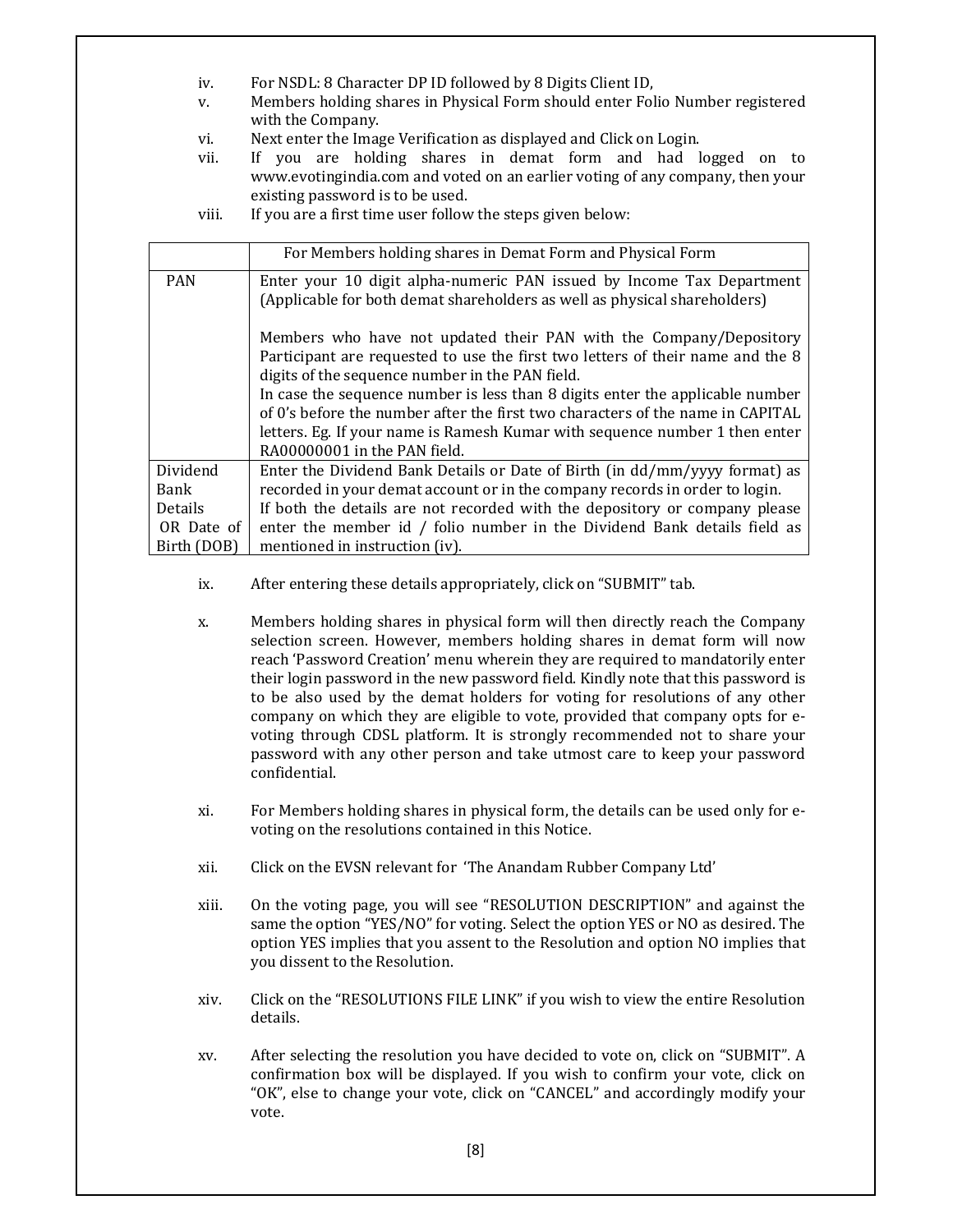iv. For NSDL: 8 Character DP ID followed by 8 Digits Client ID,

v. Members holding shares in Physical Form should enter Folio Number registered with the Company.

vi. Next enter the Image Verification as displayed and Click on Login.

vii. If you are holding shares in demat form and had logged on to www.evotingindia.com and voted on an earlier voting of any company, then your existing password is to be used.

viii. If you are a first time user follow the steps given below:

| | For Members holding shares in Demat Form and Physical Form |
|---|---|
| PAN | Enter your 10 digit alpha-numeric PAN issued by Income Tax Department (Applicable for both demat shareholders as well as physical shareholders)<br><br>Members who have not updated their PAN with the Company/Depository Participant are requested to use the first two letters of their name and the 8 digits of the sequence number in the PAN field.<br>In case the sequence number is less than 8 digits enter the applicable number of 0's before the number after the first two characters of the name in CAPITAL letters. Eg. If your name is Ramesh Kumar with sequence number 1 then enter RA00000001 in the PAN field. |
| Dividend Bank Details OR Date of Birth (DOB) | Enter the Dividend Bank Details or Date of Birth (in dd/mm/yyyy format) as recorded in your demat account or in the company records in order to login.<br>If both the details are not recorded with the depository or company please enter the member id / folio number in the Dividend Bank details field as mentioned in instruction (iv). |

ix. After entering these details appropriately, click on "SUBMIT" tab.

x. Members holding shares in physical form will then directly reach the Company selection screen. However, members holding shares in demat form will now reach 'Password Creation' menu wherein they are required to mandatorily enter their login password in the new password field. Kindly note that this password is to be also used by the demat holders for voting for resolutions of any other company on which they are eligible to vote, provided that company opts for e-voting through CDSL platform. It is strongly recommended not to share your password with any other person and take utmost care to keep your password confidential.

xi. For Members holding shares in physical form, the details can be used only for e-voting on the resolutions contained in this Notice.

xii. Click on the EVSN relevant for 'The Anandam Rubber Company Ltd'

xiii. On the voting page, you will see "RESOLUTION DESCRIPTION" and against the same the option "YES/NO" for voting. Select the option YES or NO as desired. The option YES implies that you assent to the Resolution and option NO implies that you dissent to the Resolution.

xiv. Click on the "RESOLUTIONS FILE LINK" if you wish to view the entire Resolution details.

xv. After selecting the resolution you have decided to vote on, click on "SUBMIT". A confirmation box will be displayed. If you wish to confirm your vote, click on "OK", else to change your vote, click on "CANCEL" and accordingly modify your vote.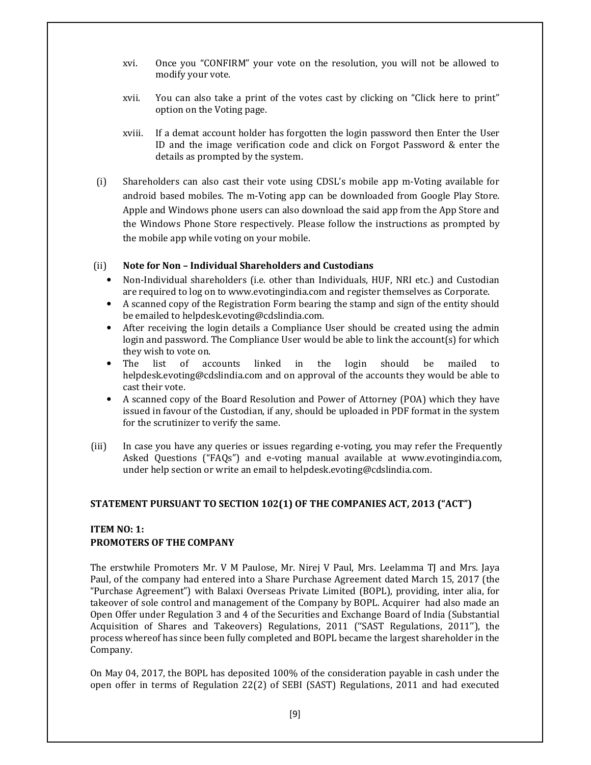xvi. Once you "CONFIRM" your vote on the resolution, you will not be allowed to modify your vote.

xvii. You can also take a print of the votes cast by clicking on "Click here to print" option on the Voting page.

xviii. If a demat account holder has forgotten the login password then Enter the User ID and the image verification code and click on Forgot Password & enter the details as prompted by the system.

(i) Shareholders can also cast their vote using CDSL's mobile app m-Voting available for android based mobiles. The m-Voting app can be downloaded from Google Play Store. Apple and Windows phone users can also download the said app from the App Store and the Windows Phone Store respectively. Please follow the instructions as prompted by the mobile app while voting on your mobile.

(ii) **Note for Non – Individual Shareholders and Custodians**

- Non-Individual shareholders (i.e. other than Individuals, HUF, NRI etc.) and Custodian are required to log on to www.evotingindia.com and register themselves as Corporate.
- A scanned copy of the Registration Form bearing the stamp and sign of the entity should be emailed to helpdesk.evoting@cdslindia.com.
- After receiving the login details a Compliance User should be created using the admin login and password. The Compliance User would be able to link the account(s) for which they wish to vote on.
- The list of accounts linked in the login should be mailed to helpdesk.evoting@cdslindia.com and on approval of the accounts they would be able to cast their vote.
- A scanned copy of the Board Resolution and Power of Attorney (POA) which they have issued in favour of the Custodian, if any, should be uploaded in PDF format in the system for the scrutinizer to verify the same.

(iii) In case you have any queries or issues regarding e-voting, you may refer the Frequently Asked Questions ("FAQs") and e-voting manual available at www.evotingindia.com, under help section or write an email to helpdesk.evoting@cdslindia.com.

**STATEMENT PURSUANT TO SECTION 102(1) OF THE COMPANIES ACT, 2013 ("ACT")**

**ITEM NO: 1:**
**PROMOTERS OF THE COMPANY**

The erstwhile Promoters Mr. V M Paulose, Mr. Nirej V Paul, Mrs. Leelamma TJ and Mrs. Jaya Paul, of the company had entered into a Share Purchase Agreement dated March 15, 2017 (the "Purchase Agreement") with Balaxi Overseas Private Limited (BOPL), providing, inter alia, for takeover of sole control and management of the Company by BOPL. Acquirer had also made an Open Offer under Regulation 3 and 4 of the Securities and Exchange Board of India (Substantial Acquisition of Shares and Takeovers) Regulations, 2011 ("SAST Regulations, 2011"), the process whereof has since been fully completed and BOPL became the largest shareholder in the Company.

On May 04, 2017, the BOPL has deposited 100% of the consideration payable in cash under the open offer in terms of Regulation 22(2) of SEBI (SAST) Regulations, 2011 and had executed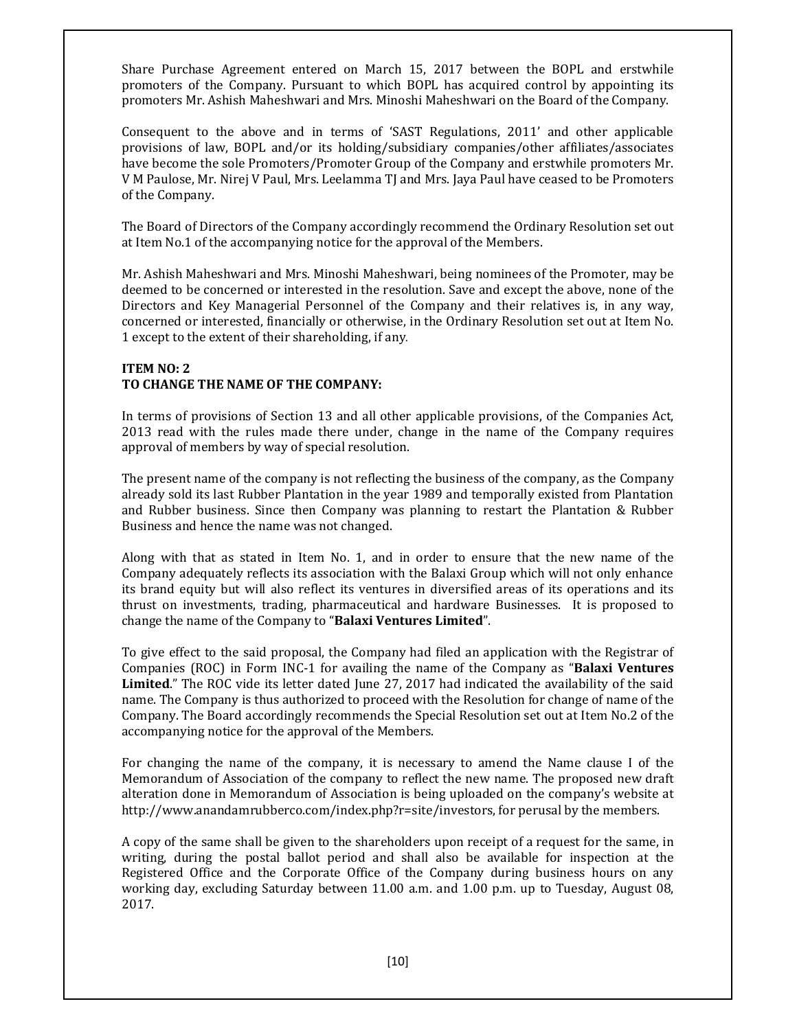Share Purchase Agreement entered on March 15, 2017 between the BOPL and erstwhile promoters of the Company. Pursuant to which BOPL has acquired control by appointing its promoters Mr. Ashish Maheshwari and Mrs. Minoshi Maheshwari on the Board of the Company.

Consequent to the above and in terms of 'SAST Regulations, 2011' and other applicable provisions of law, BOPL and/or its holding/subsidiary companies/other affiliates/associates have become the sole Promoters/Promoter Group of the Company and erstwhile promoters Mr. V M Paulose, Mr. Nirej V Paul, Mrs. Leelamma TJ and Mrs. Jaya Paul have ceased to be Promoters of the Company.

The Board of Directors of the Company accordingly recommend the Ordinary Resolution set out at Item No.1 of the accompanying notice for the approval of the Members.

Mr. Ashish Maheshwari and Mrs. Minoshi Maheshwari, being nominees of the Promoter, may be deemed to be concerned or interested in the resolution. Save and except the above, none of the Directors and Key Managerial Personnel of the Company and their relatives is, in any way, concerned or interested, financially or otherwise, in the Ordinary Resolution set out at Item No. 1 except to the extent of their shareholding, if any.

**ITEM NO: 2**
**TO CHANGE THE NAME OF THE COMPANY:**

In terms of provisions of Section 13 and all other applicable provisions, of the Companies Act, 2013 read with the rules made there under, change in the name of the Company requires approval of members by way of special resolution.

The present name of the company is not reflecting the business of the company, as the Company already sold its last Rubber Plantation in the year 1989 and temporally existed from Plantation and Rubber business. Since then Company was planning to restart the Plantation & Rubber Business and hence the name was not changed.

Along with that as stated in Item No. 1, and in order to ensure that the new name of the Company adequately reflects its association with the Balaxi Group which will not only enhance its brand equity but will also reflect its ventures in diversified areas of its operations and its thrust on investments, trading, pharmaceutical and hardware Businesses. It is proposed to change the name of the Company to "**Balaxi Ventures Limited**".

To give effect to the said proposal, the Company had filed an application with the Registrar of Companies (ROC) in Form INC-1 for availing the name of the Company as "**Balaxi Ventures Limited**." The ROC vide its letter dated June 27, 2017 had indicated the availability of the said name. The Company is thus authorized to proceed with the Resolution for change of name of the Company. The Board accordingly recommends the Special Resolution set out at Item No.2 of the accompanying notice for the approval of the Members.

For changing the name of the company, it is necessary to amend the Name clause I of the Memorandum of Association of the company to reflect the new name. The proposed new draft alteration done in Memorandum of Association is being uploaded on the company's website at http://www.anandamrubberco.com/index.php?r=site/investors, for perusal by the members.

A copy of the same shall be given to the shareholders upon receipt of a request for the same, in writing, during the postal ballot period and shall also be available for inspection at the Registered Office and the Corporate Office of the Company during business hours on any working day, excluding Saturday between 11.00 a.m. and 1.00 p.m. up to Tuesday, August 08, 2017.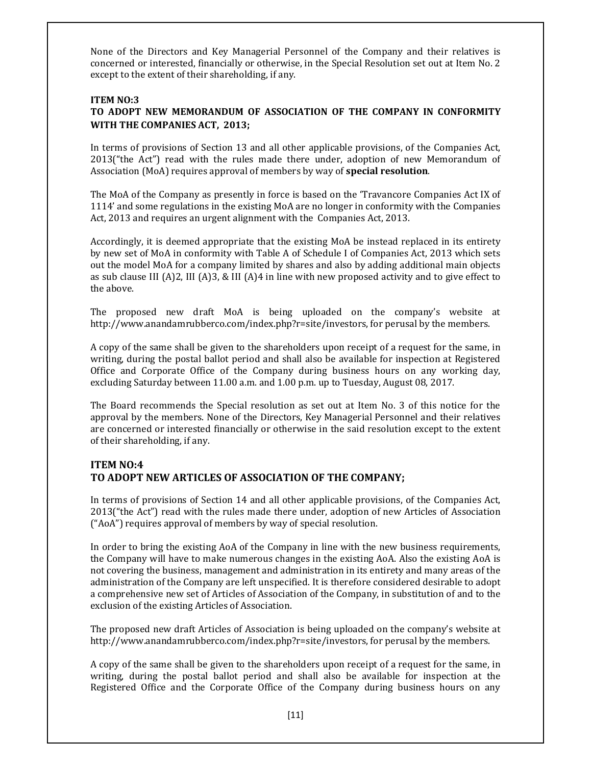None of the Directors and Key Managerial Personnel of the Company and their relatives is concerned or interested, financially or otherwise, in the Special Resolution set out at Item No. 2 except to the extent of their shareholding, if any.

**ITEM NO:3**

**TO ADOPT NEW MEMORANDUM OF ASSOCIATION OF THE COMPANY IN CONFORMITY WITH THE COMPANIES ACT, 2013;**

In terms of provisions of Section 13 and all other applicable provisions, of the Companies Act, 2013("the Act") read with the rules made there under, adoption of new Memorandum of Association (MoA) requires approval of members by way of **special resolution**.

The MoA of the Company as presently in force is based on the 'Travancore Companies Act IX of 1114' and some regulations in the existing MoA are no longer in conformity with the Companies Act, 2013 and requires an urgent alignment with the Companies Act, 2013.

Accordingly, it is deemed appropriate that the existing MoA be instead replaced in its entirety by new set of MoA in conformity with Table A of Schedule I of Companies Act, 2013 which sets out the model MoA for a company limited by shares and also by adding additional main objects as sub clause III (A)2, III (A)3, & III (A)4 in line with new proposed activity and to give effect to the above.

The proposed new draft MoA is being uploaded on the company's website at http://www.anandamrubberco.com/index.php?r=site/investors, for perusal by the members.

A copy of the same shall be given to the shareholders upon receipt of a request for the same, in writing, during the postal ballot period and shall also be available for inspection at Registered Office and Corporate Office of the Company during business hours on any working day, excluding Saturday between 11.00 a.m. and 1.00 p.m. up to Tuesday, August 08, 2017.

The Board recommends the Special resolution as set out at Item No. 3 of this notice for the approval by the members. None of the Directors, Key Managerial Personnel and their relatives are concerned or interested financially or otherwise in the said resolution except to the extent of their shareholding, if any.

**ITEM NO:4**

**TO ADOPT NEW ARTICLES OF ASSOCIATION OF THE COMPANY;**

In terms of provisions of Section 14 and all other applicable provisions, of the Companies Act, 2013("the Act") read with the rules made there under, adoption of new Articles of Association ("AoA") requires approval of members by way of special resolution.

In order to bring the existing AoA of the Company in line with the new business requirements, the Company will have to make numerous changes in the existing AoA. Also the existing AoA is not covering the business, management and administration in its entirety and many areas of the administration of the Company are left unspecified. It is therefore considered desirable to adopt a comprehensive new set of Articles of Association of the Company, in substitution of and to the exclusion of the existing Articles of Association.

The proposed new draft Articles of Association is being uploaded on the company's website at http://www.anandamrubberco.com/index.php?r=site/investors, for perusal by the members.

A copy of the same shall be given to the shareholders upon receipt of a request for the same, in writing, during the postal ballot period and shall also be available for inspection at the Registered Office and the Corporate Office of the Company during business hours on any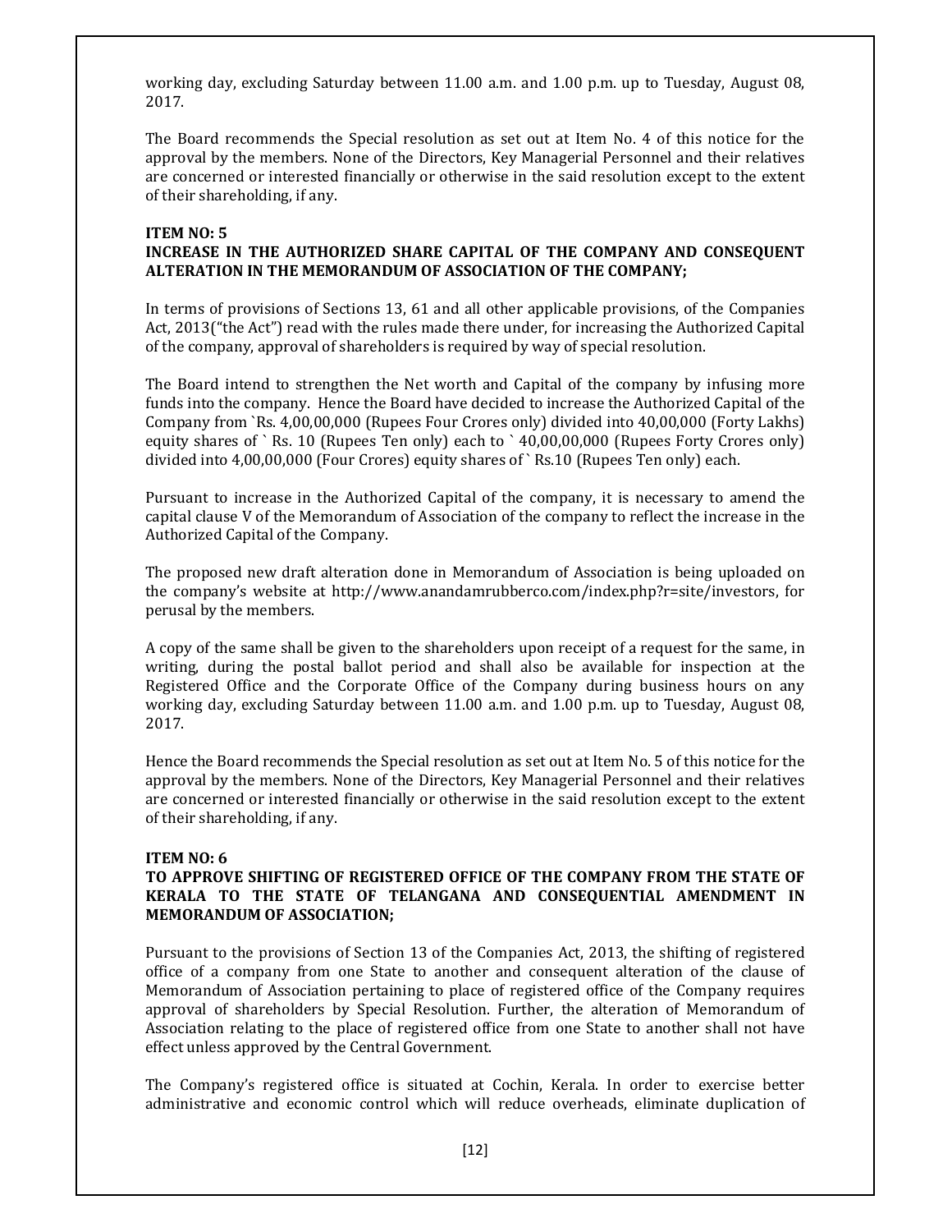working day, excluding Saturday between 11.00 a.m. and 1.00 p.m. up to Tuesday, August 08, 2017.

The Board recommends the Special resolution as set out at Item No. 4 of this notice for the approval by the members. None of the Directors, Key Managerial Personnel and their relatives are concerned or interested financially or otherwise in the said resolution except to the extent of their shareholding, if any.

**ITEM NO: 5**

**INCREASE IN THE AUTHORIZED SHARE CAPITAL OF THE COMPANY AND CONSEQUENT ALTERATION IN THE MEMORANDUM OF ASSOCIATION OF THE COMPANY;**

In terms of provisions of Sections 13, 61 and all other applicable provisions, of the Companies Act, 2013("the Act") read with the rules made there under, for increasing the Authorized Capital of the company, approval of shareholders is required by way of special resolution.

The Board intend to strengthen the Net worth and Capital of the company by infusing more funds into the company. Hence the Board have decided to increase the Authorized Capital of the Company from `Rs. 4,00,00,000 (Rupees Four Crores only) divided into 40,00,000 (Forty Lakhs) equity shares of ` Rs. 10 (Rupees Ten only) each to ` 40,00,00,000 (Rupees Forty Crores only) divided into 4,00,00,000 (Four Crores) equity shares of ` Rs.10 (Rupees Ten only) each.

Pursuant to increase in the Authorized Capital of the company, it is necessary to amend the capital clause V of the Memorandum of Association of the company to reflect the increase in the Authorized Capital of the Company.

The proposed new draft alteration done in Memorandum of Association is being uploaded on the company's website at http://www.anandamrubberco.com/index.php?r=site/investors, for perusal by the members.

A copy of the same shall be given to the shareholders upon receipt of a request for the same, in writing, during the postal ballot period and shall also be available for inspection at the Registered Office and the Corporate Office of the Company during business hours on any working day, excluding Saturday between 11.00 a.m. and 1.00 p.m. up to Tuesday, August 08, 2017.

Hence the Board recommends the Special resolution as set out at Item No. 5 of this notice for the approval by the members. None of the Directors, Key Managerial Personnel and their relatives are concerned or interested financially or otherwise in the said resolution except to the extent of their shareholding, if any.

**ITEM NO: 6**

**TO APPROVE SHIFTING OF REGISTERED OFFICE OF THE COMPANY FROM THE STATE OF KERALA TO THE STATE OF TELANGANA AND CONSEQUENTIAL AMENDMENT IN MEMORANDUM OF ASSOCIATION;**

Pursuant to the provisions of Section 13 of the Companies Act, 2013, the shifting of registered office of a company from one State to another and consequent alteration of the clause of Memorandum of Association pertaining to place of registered office of the Company requires approval of shareholders by Special Resolution. Further, the alteration of Memorandum of Association relating to the place of registered office from one State to another shall not have effect unless approved by the Central Government.

The Company's registered office is situated at Cochin, Kerala. In order to exercise better administrative and economic control which will reduce overheads, eliminate duplication of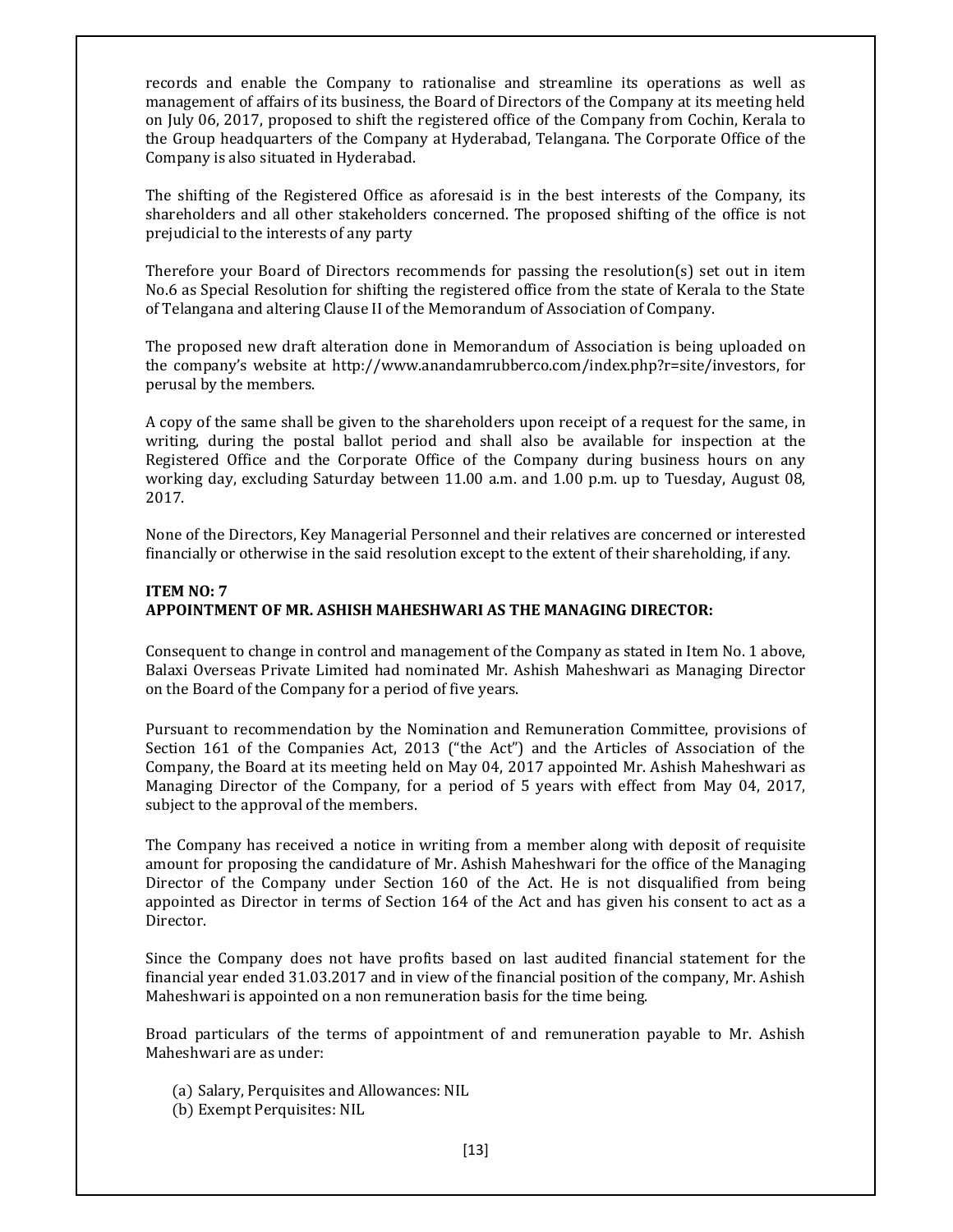records and enable the Company to rationalise and streamline its operations as well as management of affairs of its business, the Board of Directors of the Company at its meeting held on July 06, 2017, proposed to shift the registered office of the Company from Cochin, Kerala to the Group headquarters of the Company at Hyderabad, Telangana. The Corporate Office of the Company is also situated in Hyderabad.

The shifting of the Registered Office as aforesaid is in the best interests of the Company, its shareholders and all other stakeholders concerned. The proposed shifting of the office is not prejudicial to the interests of any party

Therefore your Board of Directors recommends for passing the resolution(s) set out in item No.6 as Special Resolution for shifting the registered office from the state of Kerala to the State of Telangana and altering Clause II of the Memorandum of Association of Company.

The proposed new draft alteration done in Memorandum of Association is being uploaded on the company's website at http://www.anandamrubberco.com/index.php?r=site/investors, for perusal by the members.

A copy of the same shall be given to the shareholders upon receipt of a request for the same, in writing, during the postal ballot period and shall also be available for inspection at the Registered Office and the Corporate Office of the Company during business hours on any working day, excluding Saturday between 11.00 a.m. and 1.00 p.m. up to Tuesday, August 08, 2017.

None of the Directors, Key Managerial Personnel and their relatives are concerned or interested financially or otherwise in the said resolution except to the extent of their shareholding, if any.

**ITEM NO: 7**
**APPOINTMENT OF MR. ASHISH MAHESHWARI AS THE MANAGING DIRECTOR:**

Consequent to change in control and management of the Company as stated in Item No. 1 above, Balaxi Overseas Private Limited had nominated Mr. Ashish Maheshwari as Managing Director on the Board of the Company for a period of five years.

Pursuant to recommendation by the Nomination and Remuneration Committee, provisions of Section 161 of the Companies Act, 2013 ("the Act") and the Articles of Association of the Company, the Board at its meeting held on May 04, 2017 appointed Mr. Ashish Maheshwari as Managing Director of the Company, for a period of 5 years with effect from May 04, 2017, subject to the approval of the members.

The Company has received a notice in writing from a member along with deposit of requisite amount for proposing the candidature of Mr. Ashish Maheshwari for the office of the Managing Director of the Company under Section 160 of the Act. He is not disqualified from being appointed as Director in terms of Section 164 of the Act and has given his consent to act as a Director.

Since the Company does not have profits based on last audited financial statement for the financial year ended 31.03.2017 and in view of the financial position of the company, Mr. Ashish Maheshwari is appointed on a non remuneration basis for the time being.

Broad particulars of the terms of appointment of and remuneration payable to Mr. Ashish Maheshwari are as under:

(a) Salary, Perquisites and Allowances: NIL
(b) Exempt Perquisites: NIL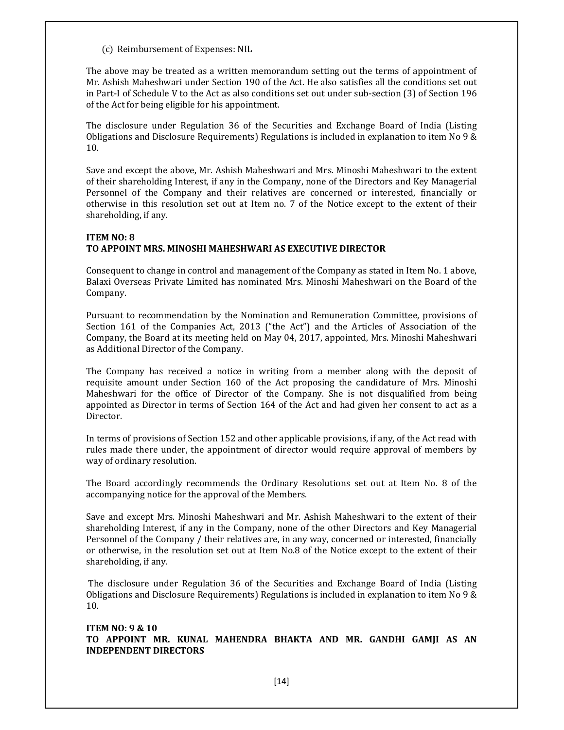(c) Reimbursement of Expenses: NIL

The above may be treated as a written memorandum setting out the terms of appointment of Mr. Ashish Maheshwari under Section 190 of the Act. He also satisfies all the conditions set out in Part-I of Schedule V to the Act as also conditions set out under sub-section (3) of Section 196 of the Act for being eligible for his appointment.

The disclosure under Regulation 36 of the Securities and Exchange Board of India (Listing Obligations and Disclosure Requirements) Regulations is included in explanation to item No 9 & 10.

Save and except the above, Mr. Ashish Maheshwari and Mrs. Minoshi Maheshwari to the extent of their shareholding Interest, if any in the Company, none of the Directors and Key Managerial Personnel of the Company and their relatives are concerned or interested, financially or otherwise in this resolution set out at Item no. 7 of the Notice except to the extent of their shareholding, if any.

**ITEM NO: 8**
**TO APPOINT MRS. MINOSHI MAHESHWARI AS EXECUTIVE DIRECTOR**

Consequent to change in control and management of the Company as stated in Item No. 1 above, Balaxi Overseas Private Limited has nominated Mrs. Minoshi Maheshwari on the Board of the Company.

Pursuant to recommendation by the Nomination and Remuneration Committee, provisions of Section 161 of the Companies Act, 2013 ("the Act") and the Articles of Association of the Company, the Board at its meeting held on May 04, 2017, appointed, Mrs. Minoshi Maheshwari as Additional Director of the Company.

The Company has received a notice in writing from a member along with the deposit of requisite amount under Section 160 of the Act proposing the candidature of Mrs. Minoshi Maheshwari for the office of Director of the Company. She is not disqualified from being appointed as Director in terms of Section 164 of the Act and had given her consent to act as a Director.

In terms of provisions of Section 152 and other applicable provisions, if any, of the Act read with rules made there under, the appointment of director would require approval of members by way of ordinary resolution.

The Board accordingly recommends the Ordinary Resolutions set out at Item No. 8 of the accompanying notice for the approval of the Members.

Save and except Mrs. Minoshi Maheshwari and Mr. Ashish Maheshwari to the extent of their shareholding Interest, if any in the Company, none of the other Directors and Key Managerial Personnel of the Company / their relatives are, in any way, concerned or interested, financially or otherwise, in the resolution set out at Item No.8 of the Notice except to the extent of their shareholding, if any.

The disclosure under Regulation 36 of the Securities and Exchange Board of India (Listing Obligations and Disclosure Requirements) Regulations is included in explanation to item No 9 & 10.

**ITEM NO: 9 & 10**
**TO APPOINT MR. KUNAL MAHENDRA BHAKTA AND MR. GANDHI GAMJI AS AN INDEPENDENT DIRECTORS**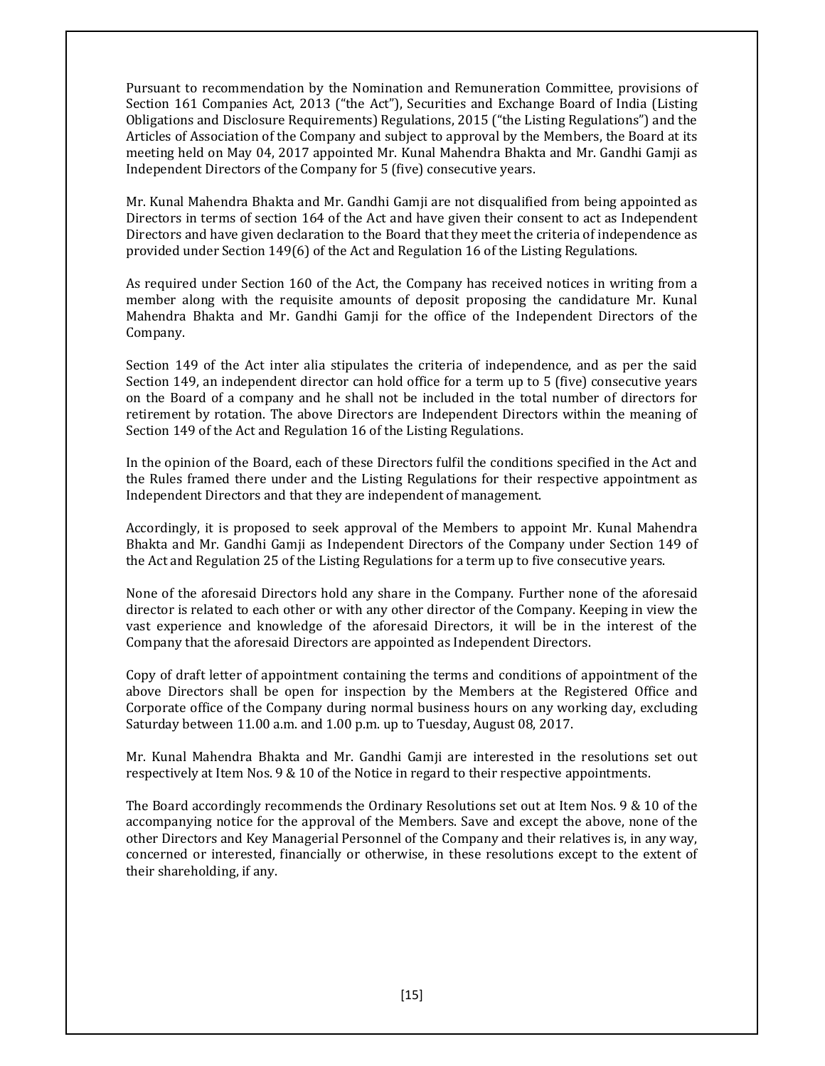Pursuant to recommendation by the Nomination and Remuneration Committee, provisions of Section 161 Companies Act, 2013 ("the Act"), Securities and Exchange Board of India (Listing Obligations and Disclosure Requirements) Regulations, 2015 ("the Listing Regulations") and the Articles of Association of the Company and subject to approval by the Members, the Board at its meeting held on May 04, 2017 appointed Mr. Kunal Mahendra Bhakta and Mr. Gandhi Gamji as Independent Directors of the Company for 5 (five) consecutive years.

Mr. Kunal Mahendra Bhakta and Mr. Gandhi Gamji are not disqualified from being appointed as Directors in terms of section 164 of the Act and have given their consent to act as Independent Directors and have given declaration to the Board that they meet the criteria of independence as provided under Section 149(6) of the Act and Regulation 16 of the Listing Regulations.

As required under Section 160 of the Act, the Company has received notices in writing from a member along with the requisite amounts of deposit proposing the candidature Mr. Kunal Mahendra Bhakta and Mr. Gandhi Gamji for the office of the Independent Directors of the Company.

Section 149 of the Act inter alia stipulates the criteria of independence, and as per the said Section 149, an independent director can hold office for a term up to 5 (five) consecutive years on the Board of a company and he shall not be included in the total number of directors for retirement by rotation. The above Directors are Independent Directors within the meaning of Section 149 of the Act and Regulation 16 of the Listing Regulations.

In the opinion of the Board, each of these Directors fulfil the conditions specified in the Act and the Rules framed there under and the Listing Regulations for their respective appointment as Independent Directors and that they are independent of management.

Accordingly, it is proposed to seek approval of the Members to appoint Mr. Kunal Mahendra Bhakta and Mr. Gandhi Gamji as Independent Directors of the Company under Section 149 of the Act and Regulation 25 of the Listing Regulations for a term up to five consecutive years.

None of the aforesaid Directors hold any share in the Company. Further none of the aforesaid director is related to each other or with any other director of the Company. Keeping in view the vast experience and knowledge of the aforesaid Directors, it will be in the interest of the Company that the aforesaid Directors are appointed as Independent Directors.

Copy of draft letter of appointment containing the terms and conditions of appointment of the above Directors shall be open for inspection by the Members at the Registered Office and Corporate office of the Company during normal business hours on any working day, excluding Saturday between 11.00 a.m. and 1.00 p.m. up to Tuesday, August 08, 2017.

Mr. Kunal Mahendra Bhakta and Mr. Gandhi Gamji are interested in the resolutions set out respectively at Item Nos. 9 & 10 of the Notice in regard to their respective appointments.

The Board accordingly recommends the Ordinary Resolutions set out at Item Nos. 9 & 10 of the accompanying notice for the approval of the Members. Save and except the above, none of the other Directors and Key Managerial Personnel of the Company and their relatives is, in any way, concerned or interested, financially or otherwise, in these resolutions except to the extent of their shareholding, if any.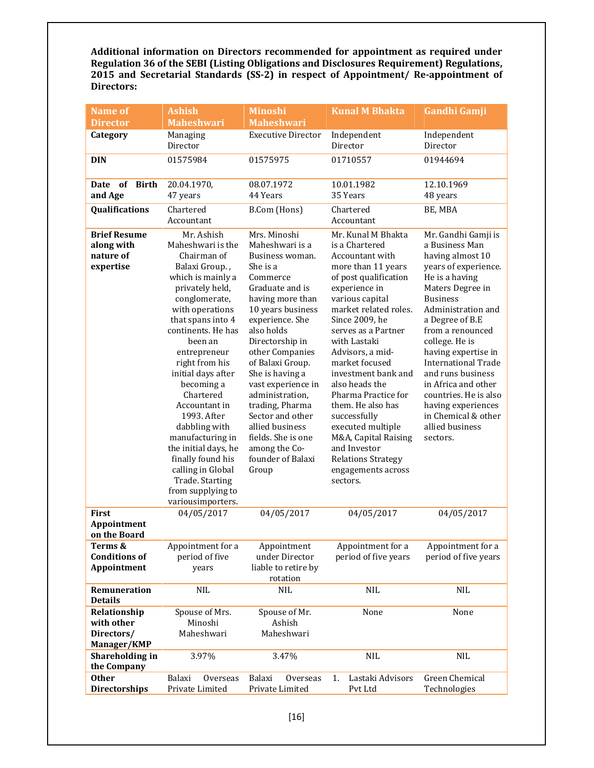**Additional information on Directors recommended for appointment as required under Regulation 36 of the SEBI (Listing Obligations and Disclosures Requirement) Regulations, 2015 and Secretarial Standards (SS-2) in respect of Appointment/ Re-appointment of Directors:**

| Name of Director | Ashish Maheshwari | Minoshi Maheshwari | Kunal M Bhakta | Gandhi Gamji |
|---|---|---|---|---|
| **Category** | Managing Director | Executive Director | Independent Director | Independent Director |
| **DIN** | 01575984 | 01575975 | 01710557 | 01944694 |
| **Date of Birth and Age** | 20.04.1970, 47 years | 08.07.1972 44 Years | 10.01.1982 35 Years | 12.10.1969 48 years |
| **Qualifications** | Chartered Accountant | B.Com (Hons) | Chartered Accountant | BE, MBA |
| **Brief Resume along with nature of expertise** | Mr. Ashish Maheshwari is the Chairman of Balaxi Group. , which is mainly a privately held, conglomerate, with operations that spans into 4 continents. He has been an entrepreneur right from his initial days after becoming a Chartered Accountant in 1993. After dabbling with manufacturing in the initial days, he finally found his calling in Global Trade. Starting from supplying to variousimporters. | Mrs. Minoshi Maheshwari is a Business woman. She is a Commerce Graduate and is having more than 10 years business experience. She also holds Directorship in other Companies of Balaxi Group. She is having a vast experience in administration, trading, Pharma Sector and other allied business fields. She is one among the Co-founder of Balaxi Group | Mr. Kunal M Bhakta is a Chartered Accountant with more than 11 years of post qualification experience in various capital market related roles. Since 2009, he serves as a Partner with Lastaki Advisors, a mid-market focused investment bank and also heads the Pharma Practice for them. He also has successfully executed multiple M&A, Capital Raising and Investor Relations Strategy engagements across sectors. | Mr. Gandhi Gamji is a Business Man having almost 10 years of experience. He is a having Maters Degree in Business Administration and a Degree of B.E from a renounced college. He is having expertise in International Trade and runs business in Africa and other countries. He is also having experiences in Chemical & other allied business sectors. |
| **First Appointment on the Board** | 04/05/2017 | 04/05/2017 | 04/05/2017 | 04/05/2017 |
| **Terms & Conditions of Appointment** | Appointment for a period of five years | Appointment under Director liable to retire by rotation | Appointment for a period of five years | Appointment for a period of five years |
| **Remuneration Details** | NIL | NIL | NIL | NIL |
| **Relationship with other Directors/ Manager/KMP** | Spouse of Mrs. Minoshi Maheshwari | Spouse of Mr. Ashish Maheshwari | None | None |
| **Shareholding in the Company** | 3.97% | 3.47% | NIL | NIL |
| **Other Directorships** | Balaxi Overseas Private Limited | Balaxi Overseas Private Limited | 1. Lastaki Advisors Pvt Ltd | Green Chemical Technologies |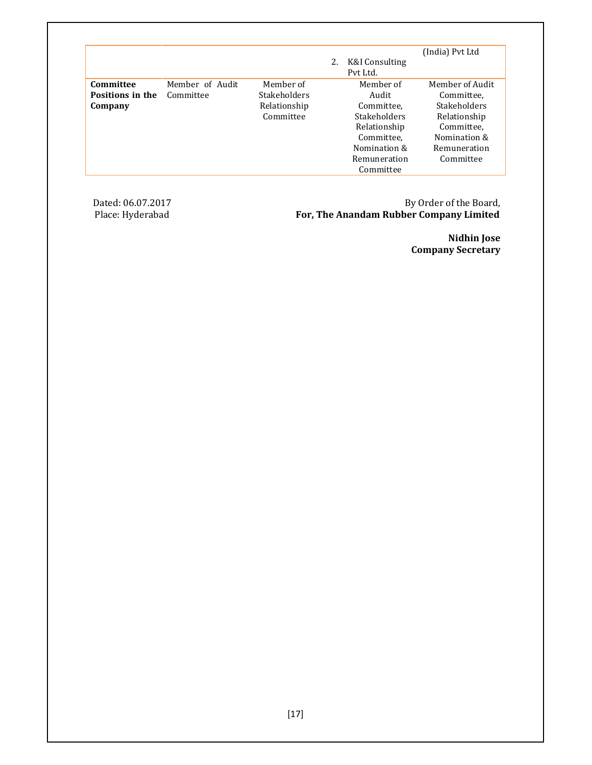| | | | | |
|---|---|---|---|---|
| | | | 2. K&I Consulting Pvt Ltd. | (India) Pvt Ltd |
| **Committee Positions in the Company** | Member of Audit Committee | Member of Stakeholders Relationship Committee | Member of Audit Committee, Stakeholders Relationship Committee, Nomination & Remuneration Committee | Member of Audit Committee, Stakeholders Relationship Committee, Nomination & Remuneration Committee |

Dated: 06.07.2017
Place: Hyderabad

By Order of the Board,
**For, The Anandam Rubber Company Limited**

**Nidhin Jose**
**Company Secretary**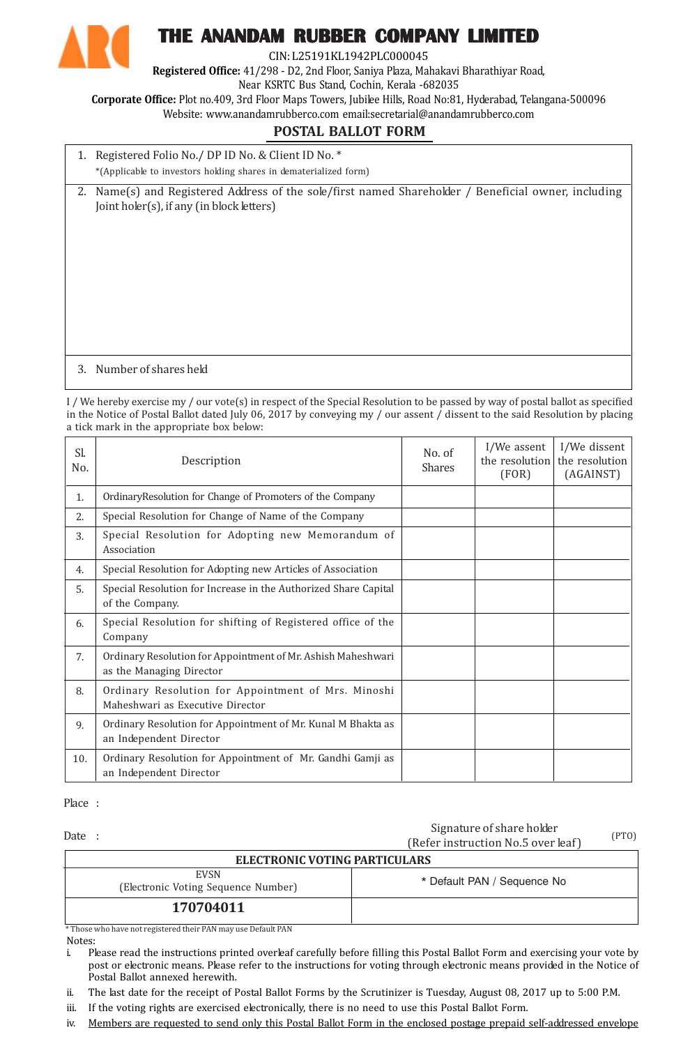# THE ANANDAM RUBBER COMPANY LIMITED

CIN: L25191KL1942PLC000045

**Registered Office:** 41/298 - D2, 2nd Floor, Saniya Plaza, Mahakavi Bharathiyar Road, Near KSRTC Bus Stand, Cochin, Kerala -682035

**Corporate Office:** Plot no.409, 3rd Floor Maps Towers, Jubilee Hills, Road No:81, Hyderabad, Telangana-500096

Website: www.anandamrubberco.com email:secretarial@anandamrubberco.com

## POSTAL BALLOT FORM

| | |
|---|---|
| 1. | Registered Folio No./ DP ID No. & Client ID No. * <br> *(Applicable to investors holding shares in dematerialized form) |
| 2. | Name(s) and Registered Address of the sole/first named Shareholder / Beneficial owner, including Joint holer(s), if any (in block letters) |
| 3. | Number of shares held |

I / We hereby exercise my / our vote(s) in respect of the Special Resolution to be passed by way of postal ballot as specified in the Notice of Postal Ballot dated July 06, 2017 by conveying my / our assent / dissent to the said Resolution by placing a tick mark in the appropriate box below:

| Sl. No. | Description | No. of Shares | I/We assent the resolution (FOR) | I/We dissent the resolution (AGAINST) |
|---|---|---|---|---|
| 1. | OrdinaryResolution for Change of Promoters of the Company | | | |
| 2. | Special Resolution for Change of Name of the Company | | | |
| 3. | Special Resolution for Adopting new Memorandum of Association | | | |
| 4. | Special Resolution for Adopting new Articles of Association | | | |
| 5. | Special Resolution for Increase in the Authorized Share Capital of the Company. | | | |
| 6. | Special Resolution for shifting of Registered office of the Company | | | |
| 7. | Ordinary Resolution for Appointment of Mr. Ashish Maheshwari as the Managing Director | | | |
| 8. | Ordinary Resolution for Appointment of Mrs. Minoshi Maheshwari as Executive Director | | | |
| 9. | Ordinary Resolution for Appointment of Mr. Kunal M Bhakta as an Independent Director | | | |
| 10. | Ordinary Resolution for Appointment of Mr. Gandhi Gamji as an Independent Director | | | |

Place :

Date :

Signature of share holder
(Refer instruction No.5 over leaf)

(PTO)

| ELECTRONIC VOTING PARTICULARS | |
|---|---|
| EVSN (Electronic Voting Sequence Number) | * Default PAN / Sequence No |
| **170704011** | |

* Those who have not registered their PAN may use Default PAN

Notes:

i. Please read the instructions printed overleaf carefully before filling this Postal Ballot Form and exercising your vote by post or electronic means. Please refer to the instructions for voting through electronic means provided in the Notice of Postal Ballot annexed herewith.

ii. The last date for the receipt of Postal Ballot Forms by the Scrutinizer is Tuesday, August 08, 2017 up to 5:00 P.M.

iii. If the voting rights are exercised electronically, there is no need to use this Postal Ballot Form.

iv. Members are requested to send only this Postal Ballot Form in the enclosed postage prepaid self-addressed envelope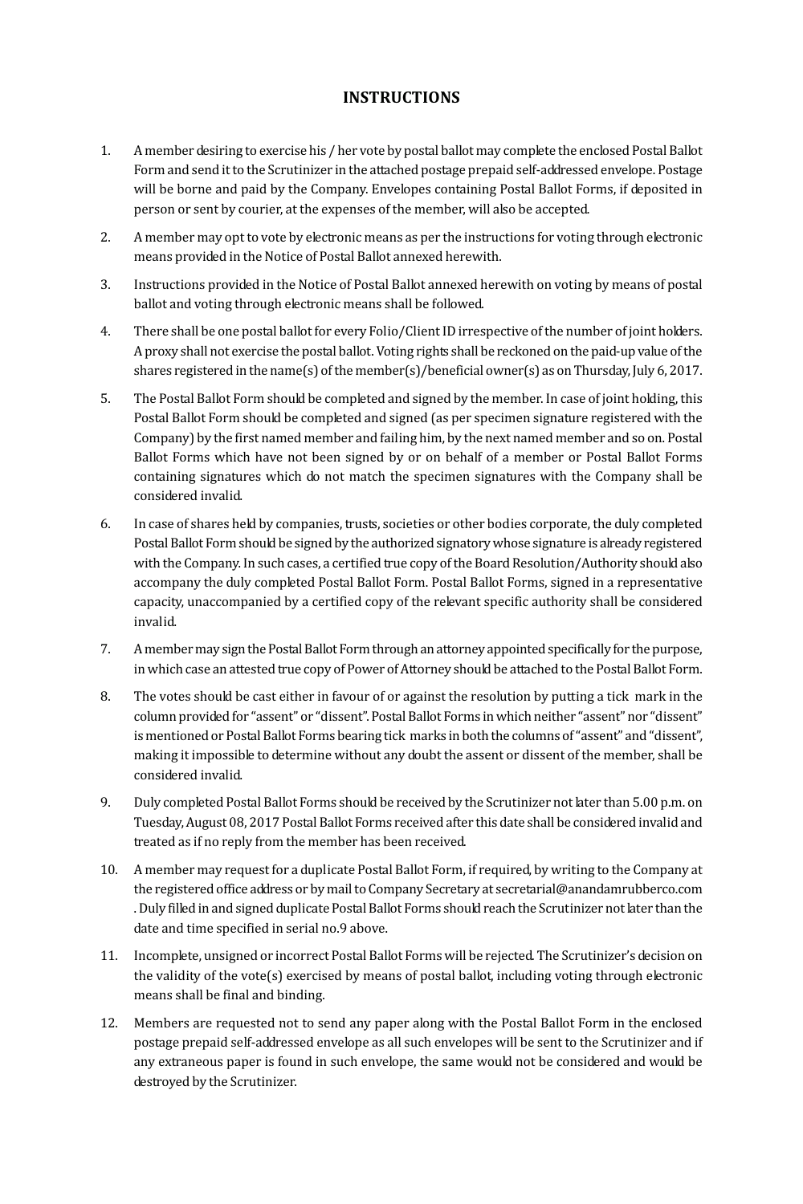# INSTRUCTIONS

1. A member desiring to exercise his / her vote by postal ballot may complete the enclosed Postal Ballot Form and send it to the Scrutinizer in the attached postage prepaid self-addressed envelope. Postage will be borne and paid by the Company. Envelopes containing Postal Ballot Forms, if deposited in person or sent by courier, at the expenses of the member, will also be accepted.

2. A member may opt to vote by electronic means as per the instructions for voting through electronic means provided in the Notice of Postal Ballot annexed herewith.

3. Instructions provided in the Notice of Postal Ballot annexed herewith on voting by means of postal ballot and voting through electronic means shall be followed.

4. There shall be one postal ballot for every Folio/Client ID irrespective of the number of joint holders. A proxy shall not exercise the postal ballot. Voting rights shall be reckoned on the paid-up value of the shares registered in the name(s) of the member(s)/beneficial owner(s) as on Thursday, July 6, 2017.

5. The Postal Ballot Form should be completed and signed by the member. In case of joint holding, this Postal Ballot Form should be completed and signed (as per specimen signature registered with the Company) by the first named member and failing him, by the next named member and so on. Postal Ballot Forms which have not been signed by or on behalf of a member or Postal Ballot Forms containing signatures which do not match the specimen signatures with the Company shall be considered invalid.

6. In case of shares held by companies, trusts, societies or other bodies corporate, the duly completed Postal Ballot Form should be signed by the authorized signatory whose signature is already registered with the Company. In such cases, a certified true copy of the Board Resolution/Authority should also accompany the duly completed Postal Ballot Form. Postal Ballot Forms, signed in a representative capacity, unaccompanied by a certified copy of the relevant specific authority shall be considered invalid.

7. A member may sign the Postal Ballot Form through an attorney appointed specifically for the purpose, in which case an attested true copy of Power of Attorney should be attached to the Postal Ballot Form.

8. The votes should be cast either in favour of or against the resolution by putting a tick mark in the column provided for "assent" or "dissent". Postal Ballot Forms in which neither "assent" nor "dissent" is mentioned or Postal Ballot Forms bearing tick marks in both the columns of "assent" and "dissent", making it impossible to determine without any doubt the assent or dissent of the member, shall be considered invalid.

9. Duly completed Postal Ballot Forms should be received by the Scrutinizer not later than 5.00 p.m. on Tuesday, August 08, 2017 Postal Ballot Forms received after this date shall be considered invalid and treated as if no reply from the member has been received.

10. A member may request for a duplicate Postal Ballot Form, if required, by writing to the Company at the registered office address or by mail to Company Secretary at secretarial@anandamrubberco.com . Duly filled in and signed duplicate Postal Ballot Forms should reach the Scrutinizer not later than the date and time specified in serial no.9 above.

11. Incomplete, unsigned or incorrect Postal Ballot Forms will be rejected. The Scrutinizer's decision on the validity of the vote(s) exercised by means of postal ballot, including voting through electronic means shall be final and binding.

12. Members are requested not to send any paper along with the Postal Ballot Form in the enclosed postage prepaid self-addressed envelope as all such envelopes will be sent to the Scrutinizer and if any extraneous paper is found in such envelope, the same would not be considered and would be destroyed by the Scrutinizer.